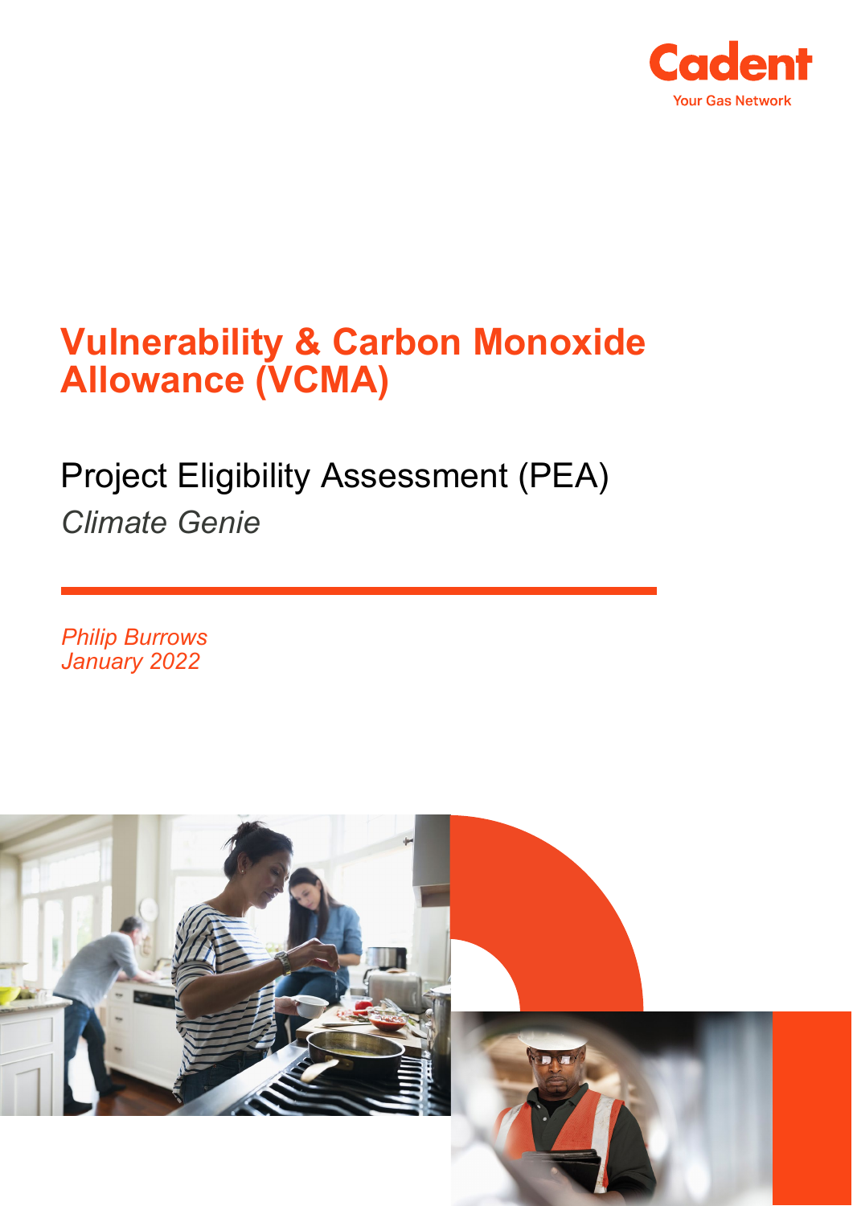Cadent

Your Gas Network

# Vulnerability & Carbon Monoxide Allowance (VCMA)

## Project Eligibility Assessment (PEA)

*Climate Genie*

*Philip Burrows*
*January 2022*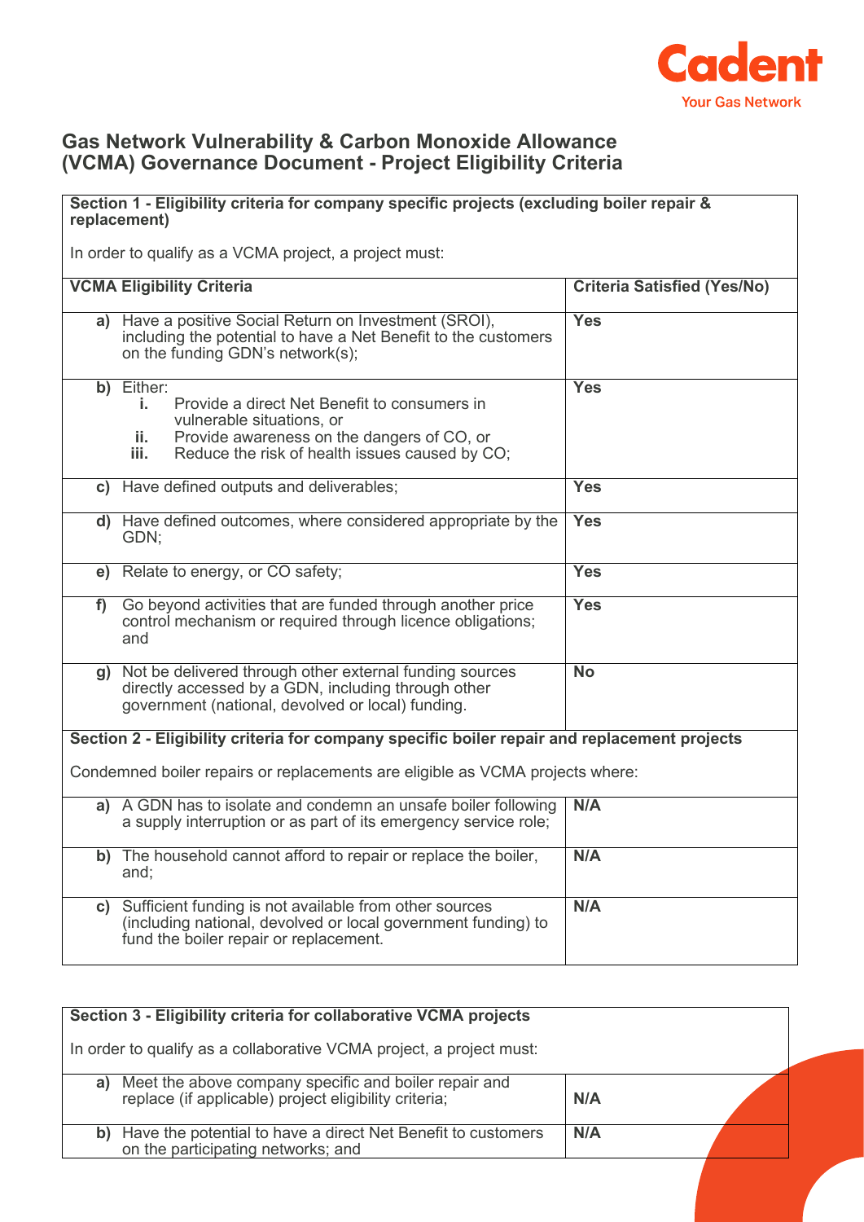## Gas Network Vulnerability & Carbon Monoxide Allowance (VCMA) Governance Document - Project Eligibility Criteria

**Section 1 - Eligibility criteria for company specific projects (excluding boiler repair & replacement)**

In order to qualify as a VCMA project, a project must:

| VCMA Eligibility Criteria | Criteria Satisfied (Yes/No) |
|---|---|
| **a)** Have a positive Social Return on Investment (SROI), including the potential to have a Net Benefit to the customers on the funding GDN's network(s); | **Yes** |
| **b)** Either:<br>**i.** Provide a direct Net Benefit to consumers in vulnerable situations, or<br>**ii.** Provide awareness on the dangers of CO, or<br>**iii.** Reduce the risk of health issues caused by CO; | **Yes** |
| **c)** Have defined outputs and deliverables; | **Yes** |
| **d)** Have defined outcomes, where considered appropriate by the GDN; | **Yes** |
| **e)** Relate to energy, or CO safety; | **Yes** |
| **f)** Go beyond activities that are funded through another price control mechanism or required through licence obligations; and | **Yes** |
| **g)** Not be delivered through other external funding sources directly accessed by a GDN, including through other government (national, devolved or local) funding. | **No** |

**Section 2 - Eligibility criteria for company specific boiler repair and replacement projects**

Condemned boiler repairs or replacements are eligible as VCMA projects where:

| | |
|---|---|
| **a)** A GDN has to isolate and condemn an unsafe boiler following a supply interruption or as part of its emergency service role; | **N/A** |
| **b)** The household cannot afford to repair or replace the boiler, and; | **N/A** |
| **c)** Sufficient funding is not available from other sources (including national, devolved or local government funding) to fund the boiler repair or replacement. | **N/A** |

**Section 3 - Eligibility criteria for collaborative VCMA projects**

In order to qualify as a collaborative VCMA project, a project must:

| | |
|---|---|
| **a)** Meet the above company specific and boiler repair and replace (if applicable) project eligibility criteria; | **N/A** |
| **b)** Have the potential to have a direct Net Benefit to customers on the participating networks; and | **N/A** |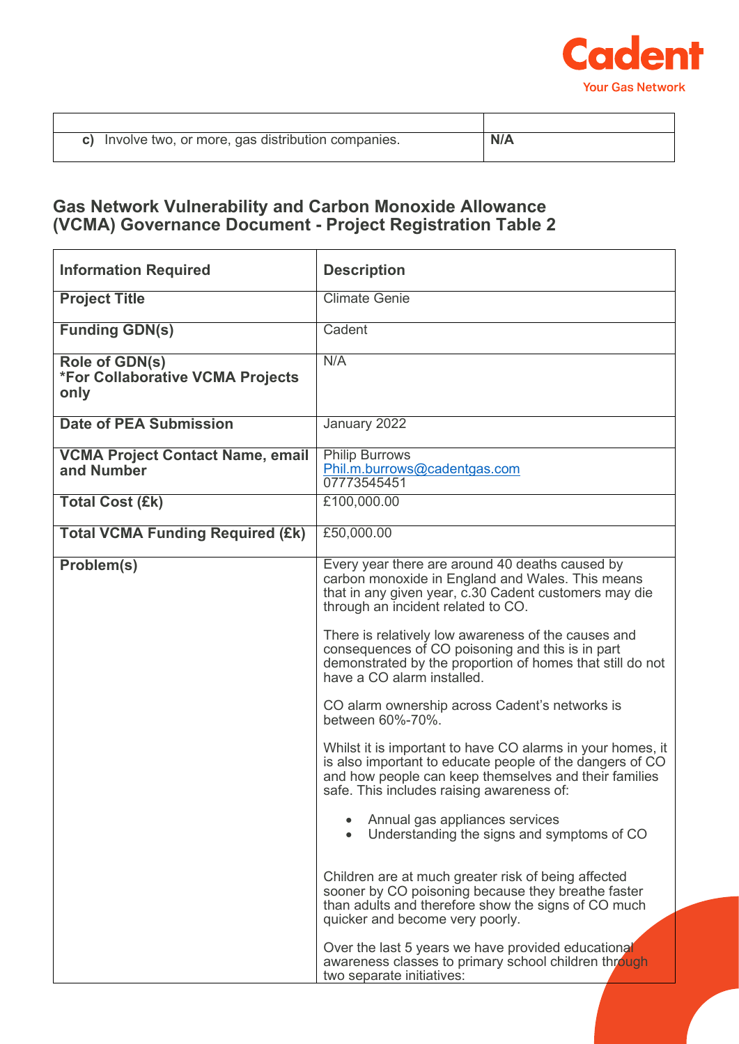| | |
|---|---|
| **c)** Involve two, or more, gas distribution companies. | **N/A** |

## Gas Network Vulnerability and Carbon Monoxide Allowance (VCMA) Governance Document - Project Registration Table 2

| **Information Required** | **Description** |
|---|---|
| **Project Title** | Climate Genie |
| **Funding GDN(s)** | Cadent |
| **Role of GDN(s)** **\*For Collaborative VCMA Projects only** | N/A |
| **Date of PEA Submission** | January 2022 |
| **VCMA Project Contact Name, email and Number** | Philip Burrows<br>Phil.m.burrows@cadentgas.com<br>07773545451 |
| **Total Cost (£k)** | £100,000.00 |
| **Total VCMA Funding Required (£k)** | £50,000.00 |
| **Problem(s)** | Every year there are around 40 deaths caused by carbon monoxide in England and Wales. This means that in any given year, c.30 Cadent customers may die through an incident related to CO.<br><br>There is relatively low awareness of the causes and consequences of CO poisoning and this is in part demonstrated by the proportion of homes that still do not have a CO alarm installed.<br><br>CO alarm ownership across Cadent's networks is between 60%-70%.<br><br>Whilst it is important to have CO alarms in your homes, it is also important to educate people of the dangers of CO and how people can keep themselves and their families safe. This includes raising awareness of:<br><br>• Annual gas appliances services<br>• Understanding the signs and symptoms of CO<br><br>Children are at much greater risk of being affected sooner by CO poisoning because they breathe faster than adults and therefore show the signs of CO much quicker and become very poorly.<br><br>Over the last 5 years we have provided educational awareness classes to primary school children through two separate initiatives: |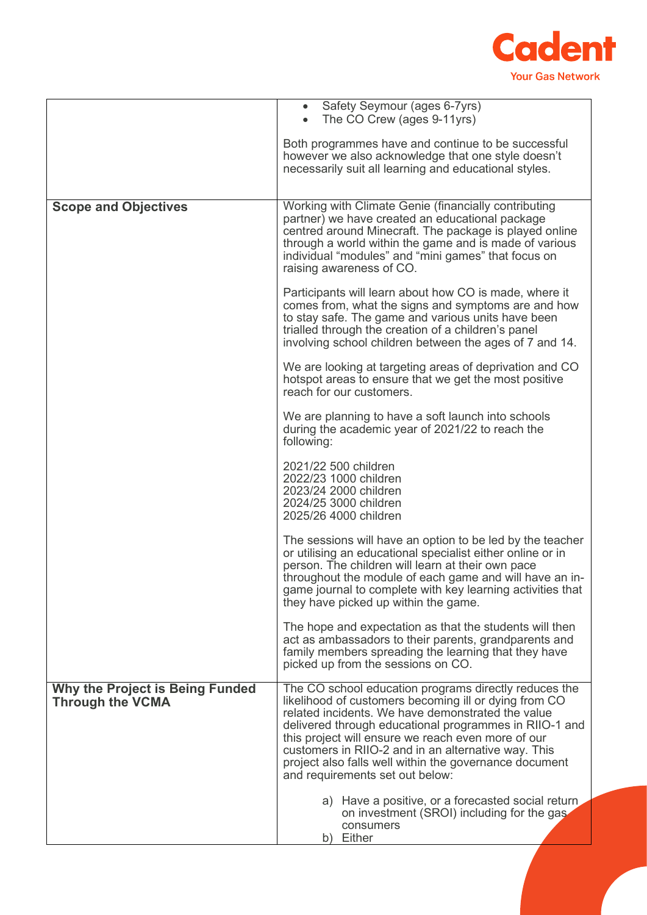| | |
|---|---|
| | • Safety Seymour (ages 6-7yrs)<br>• The CO Crew (ages 9-11yrs)<br><br>Both programmes have and continue to be successful however we also acknowledge that one style doesn't necessarily suit all learning and educational styles. |
| **Scope and Objectives** | Working with Climate Genie (financially contributing partner) we have created an educational package centred around Minecraft. The package is played online through a world within the game and is made of various individual "modules" and "mini games" that focus on raising awareness of CO.<br><br>Participants will learn about how CO is made, where it comes from, what the signs and symptoms are and how to stay safe. The game and various units have been trialled through the creation of a children's panel involving school children between the ages of 7 and 14.<br><br>We are looking at targeting areas of deprivation and CO hotspot areas to ensure that we get the most positive reach for our customers.<br><br>We are planning to have a soft launch into schools during the academic year of 2021/22 to reach the following:<br><br>2021/22 500 children<br>2022/23 1000 children<br>2023/24 2000 children<br>2024/25 3000 children<br>2025/26 4000 children<br><br>The sessions will have an option to be led by the teacher or utilising an educational specialist either online or in person. The children will learn at their own pace throughout the module of each game and will have an in-game journal to complete with key learning activities that they have picked up within the game.<br><br>The hope and expectation as that the students will then act as ambassadors to their parents, grandparents and family members spreading the learning that they have picked up from the sessions on CO. |
| **Why the Project is Being Funded Through the VCMA** | The CO school education programs directly reduces the likelihood of customers becoming ill or dying from CO related incidents. We have demonstrated the value delivered through educational programmes in RIIO-1 and this project will ensure we reach even more of our customers in RIIO-2 and in an alternative way. This project also falls well within the governance document and requirements set out below:<br><br>a) Have a positive, or a forecasted social return on investment (SROI) including for the gas consumers<br>b) Either |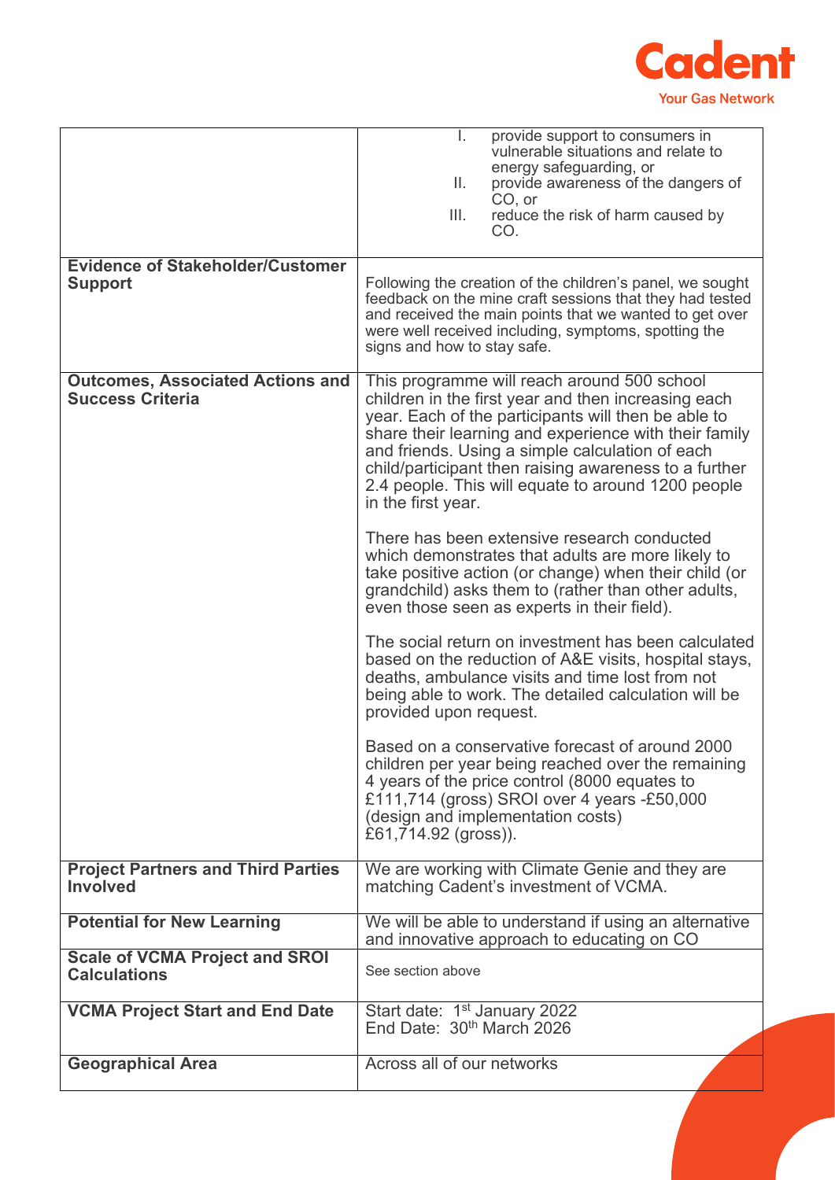| | |
|---|---|
| | I. provide support to consumers in vulnerable situations and relate to energy safeguarding, or<br>II. provide awareness of the dangers of CO, or<br>III. reduce the risk of harm caused by CO. |
| **Evidence of Stakeholder/Customer Support** | Following the creation of the children's panel, we sought feedback on the mine craft sessions that they had tested and received the main points that we wanted to get over were well received including, symptoms, spotting the signs and how to stay safe. |
| **Outcomes, Associated Actions and Success Criteria** | This programme will reach around 500 school children in the first year and then increasing each year. Each of the participants will then be able to share their learning and experience with their family and friends. Using a simple calculation of each child/participant then raising awareness to a further 2.4 people. This will equate to around 1200 people in the first year.<br><br>There has been extensive research conducted which demonstrates that adults are more likely to take positive action (or change) when their child (or grandchild) asks them to (rather than other adults, even those seen as experts in their field).<br><br>The social return on investment has been calculated based on the reduction of A&E visits, hospital stays, deaths, ambulance visits and time lost from not being able to work. The detailed calculation will be provided upon request.<br><br>Based on a conservative forecast of around 2000 children per year being reached over the remaining 4 years of the price control (8000 equates to £111,714 (gross) SROI over 4 years -£50,000 (design and implementation costs) £61,714.92 (gross)). |
| **Project Partners and Third Parties Involved** | We are working with Climate Genie and they are matching Cadent's investment of VCMA. |
| **Potential for New Learning** | We will be able to understand if using an alternative and innovative approach to educating on CO |
| **Scale of VCMA Project and SROI Calculations** | See section above |
| **VCMA Project Start and End Date** | Start date: 1st January 2022<br>End Date: 30th March 2026 |
| **Geographical Area** | Across all of our networks |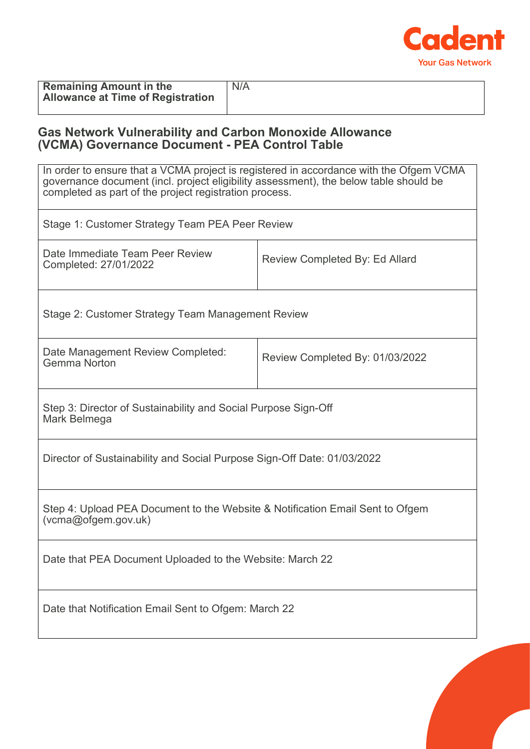| **Remaining Amount in the Allowance at Time of Registration** | N/A |
|---|---|

## Gas Network Vulnerability and Carbon Monoxide Allowance (VCMA) Governance Document - PEA Control Table

| In order to ensure that a VCMA project is registered in accordance with the Ofgem VCMA governance document (incl. project eligibility assessment), the below table should be completed as part of the project registration process. | |
|---|---|
| Stage 1: Customer Strategy Team PEA Peer Review | |
| Date Immediate Team Peer Review Completed: 27/01/2022 | Review Completed By: Ed Allard |
| Stage 2: Customer Strategy Team Management Review | |
| Date Management Review Completed: Gemma Norton | Review Completed By: 01/03/2022 |
| Step 3: Director of Sustainability and Social Purpose Sign-Off Mark Belmega | |
| Director of Sustainability and Social Purpose Sign-Off Date: 01/03/2022 | |
| Step 4: Upload PEA Document to the Website & Notification Email Sent to Ofgem (vcma@ofgem.gov.uk) | |
| Date that PEA Document Uploaded to the Website: March 22 | |
| Date that Notification Email Sent to Ofgem: March 22 | |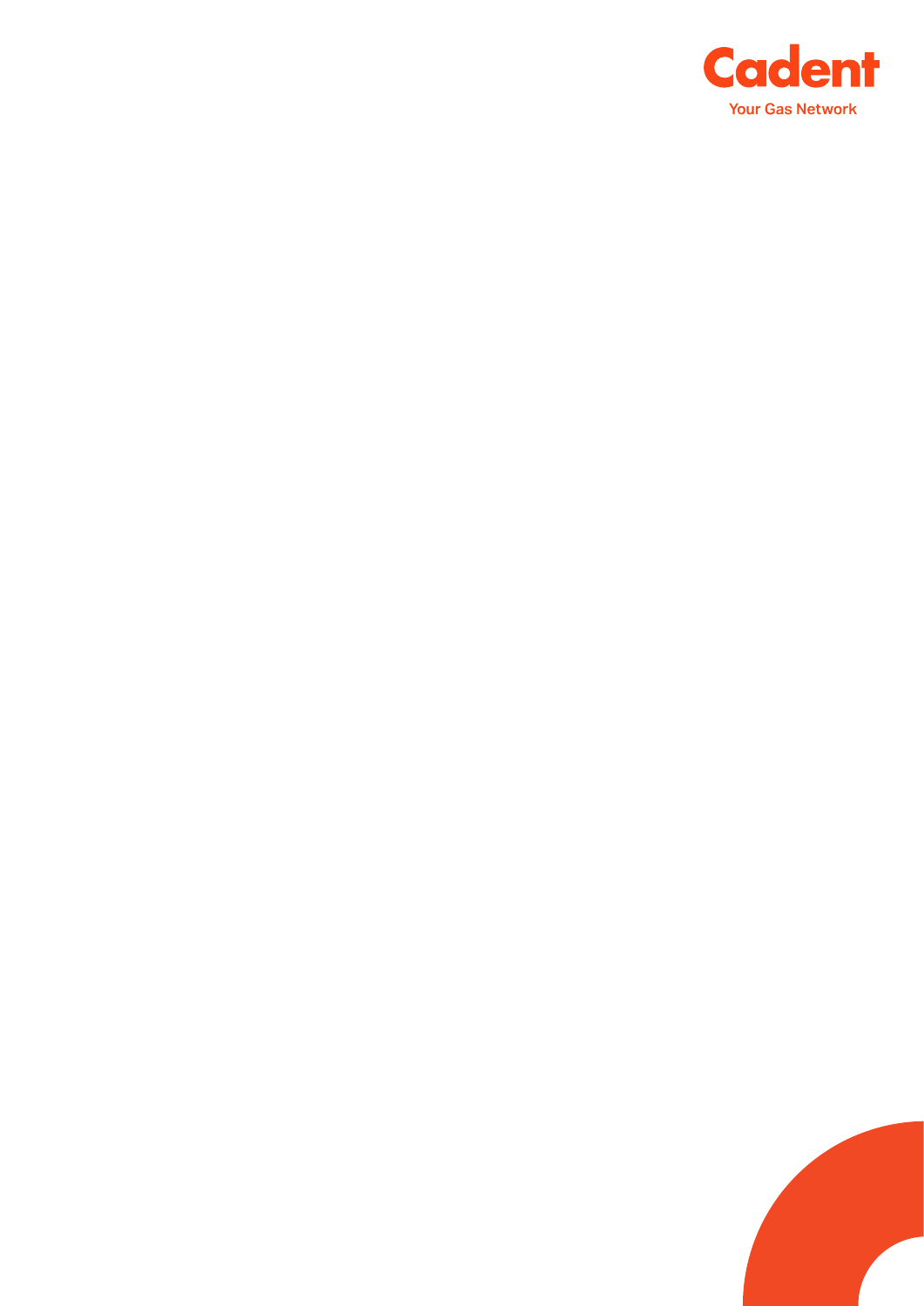Cadent

Your Gas Network